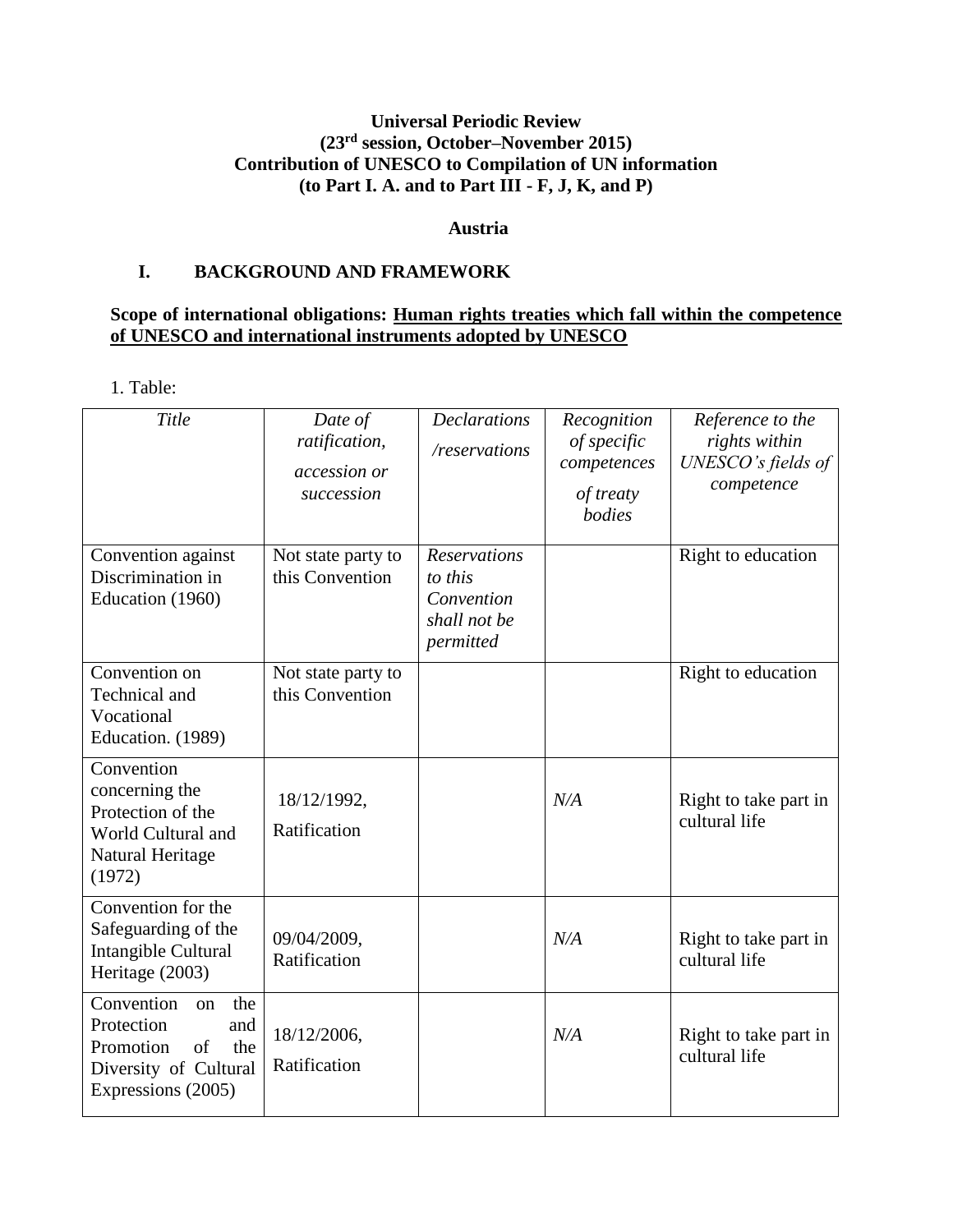**Universal Periodic Review**
**(23rd session, October–November 2015)**
**Contribution of UNESCO to Compilation of UN information**
**(to Part I. A. and to Part III - F, J, K, and P)**

**Austria**

## I. BACKGROUND AND FRAMEWORK

**Scope of international obligations: Human rights treaties which fall within the competence of UNESCO and international instruments adopted by UNESCO**

1. Table:

| *Title* | *Date of ratification, accession or succession* | *Declarations /reservations* | *Recognition of specific competences of treaty bodies* | *Reference to the rights within UNESCO's fields of competence* |
|---|---|---|---|---|
| Convention against Discrimination in Education (1960) | Not state party to this Convention | *Reservations to this Convention shall not be permitted* | | Right to education |
| Convention on Technical and Vocational Education. (1989) | Not state party to this Convention | | | Right to education |
| Convention concerning the Protection of the World Cultural and Natural Heritage (1972) | 18/12/1992, Ratification | | *N/A* | Right to take part in cultural life |
| Convention for the Safeguarding of the Intangible Cultural Heritage (2003) | 09/04/2009, Ratification | | *N/A* | Right to take part in cultural life |
| Convention on the Protection and Promotion of the Diversity of Cultural Expressions (2005) | 18/12/2006, Ratification | | *N/A* | Right to take part in cultural life |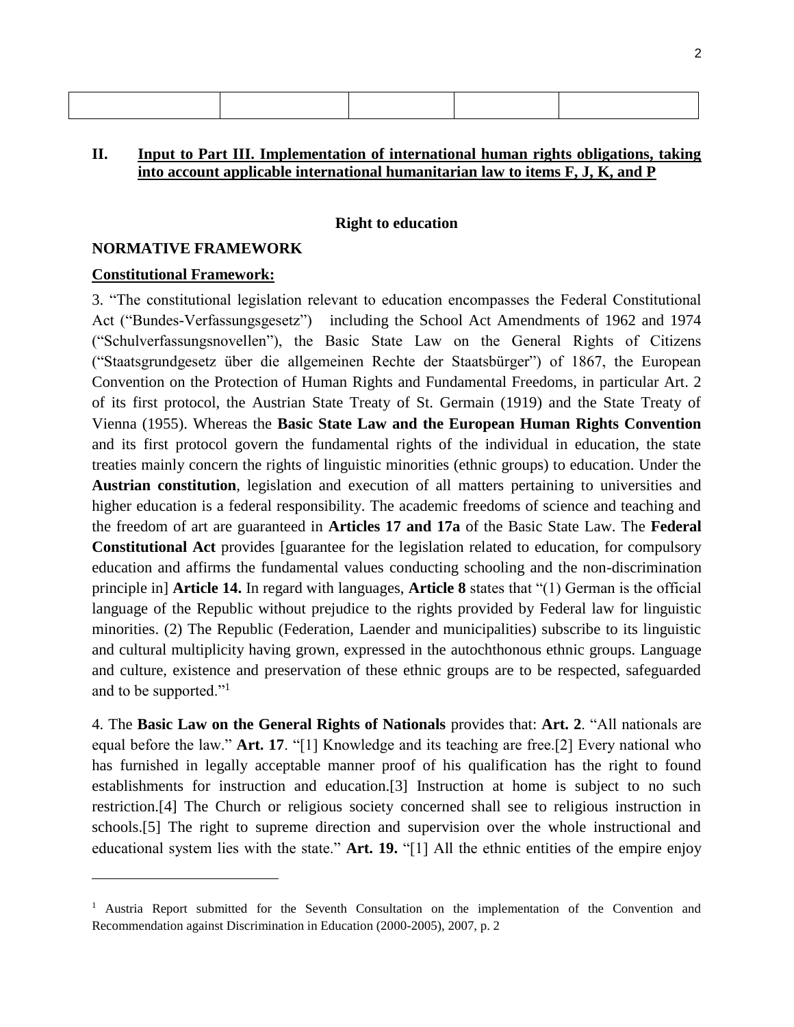| | | | | |
|---|---|---|---|---|

## II. Input to Part III. Implementation of international human rights obligations, taking into account applicable international humanitarian law to items F, J, K, and P

### Right to education

**NORMATIVE FRAMEWORK**

**Constitutional Framework:**

3. "The constitutional legislation relevant to education encompasses the Federal Constitutional Act ("Bundes-Verfassungsgesetz") including the School Act Amendments of 1962 and 1974 ("Schulverfassungsnovellen"), the Basic State Law on the General Rights of Citizens ("Staatsgrundgesetz über die allgemeinen Rechte der Staatsbürger") of 1867, the European Convention on the Protection of Human Rights and Fundamental Freedoms, in particular Art. 2 of its first protocol, the Austrian State Treaty of St. Germain (1919) and the State Treaty of Vienna (1955). Whereas the **Basic State Law and the European Human Rights Convention** and its first protocol govern the fundamental rights of the individual in education, the state treaties mainly concern the rights of linguistic minorities (ethnic groups) to education. Under the **Austrian constitution**, legislation and execution of all matters pertaining to universities and higher education is a federal responsibility. The academic freedoms of science and teaching and the freedom of art are guaranteed in **Articles 17 and 17a** of the Basic State Law. The **Federal Constitutional Act** provides [guarantee for the legislation related to education, for compulsory education and affirms the fundamental values conducting schooling and the non-discrimination principle in] **Article 14.** In regard with languages, **Article 8** states that "(1) German is the official language of the Republic without prejudice to the rights provided by Federal law for linguistic minorities. (2) The Republic (Federation, Laender and municipalities) subscribe to its linguistic and cultural multiplicity having grown, expressed in the autochthonous ethnic groups. Language and culture, existence and preservation of these ethnic groups are to be respected, safeguarded and to be supported."[1]

4. The **Basic Law on the General Rights of Nationals** provides that: **Art. 2**. "All nationals are equal before the law." **Art. 17**. "[1] Knowledge and its teaching are free.[2] Every national who has furnished in legally acceptable manner proof of his qualification has the right to found establishments for instruction and education.[3] Instruction at home is subject to no such restriction.[4] The Church or religious society concerned shall see to religious instruction in schools.[5] The right to supreme direction and supervision over the whole instructional and educational system lies with the state." **Art. 19.** "[1] All the ethnic entities of the empire enjoy

---

[1] Austria Report submitted for the Seventh Consultation on the implementation of the Convention and Recommendation against Discrimination in Education (2000-2005), 2007, p. 2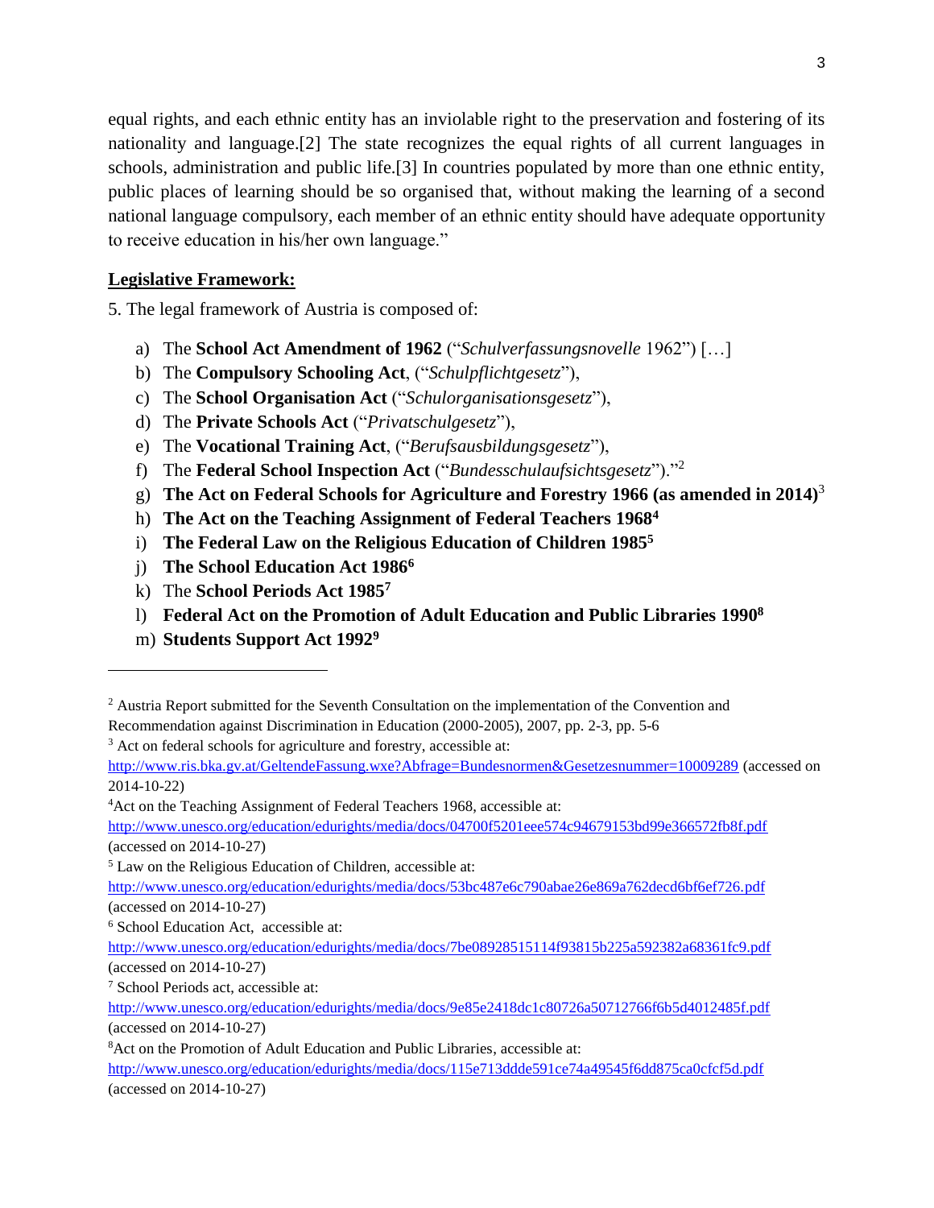equal rights, and each ethnic entity has an inviolable right to the preservation and fostering of its nationality and language.[2] The state recognizes the equal rights of all current languages in schools, administration and public life.[3] In countries populated by more than one ethnic entity, public places of learning should be so organised that, without making the learning of a second national language compulsory, each member of an ethnic entity should have adequate opportunity to receive education in his/her own language."

**Legislative Framework:**

5. The legal framework of Austria is composed of:

a) The **School Act Amendment of 1962** ("*Schulverfassungsnovelle* 1962") […]
b) The **Compulsory Schooling Act**, ("*Schulpflichtgesetz*"),
c) The **School Organisation Act** ("*Schulorganisationsgesetz*"),
d) The **Private Schools Act** ("*Privatschulgesetz*"),
e) The **Vocational Training Act**, ("*Berufsausbildungsgesetz*"),
f) The **Federal School Inspection Act** ("*Bundesschulaufsichtsgesetz*")."[2]
g) **The Act on Federal Schools for Agriculture and Forestry 1966 (as amended in 2014)**[3]
h) **The Act on the Teaching Assignment of Federal Teachers 1968**[4]
i) **The Federal Law on the Religious Education of Children 1985**[5]
j) **The School Education Act 1986**[6]
k) The **School Periods Act 1985**[7]
l) **Federal Act on the Promotion of Adult Education and Public Libraries 1990**[8]
m) **Students Support Act 1992**[9]

---

[2] Austria Report submitted for the Seventh Consultation on the implementation of the Convention and Recommendation against Discrimination in Education (2000-2005), 2007, pp. 2-3, pp. 5-6

[3] Act on federal schools for agriculture and forestry, accessible at: http://www.ris.bka.gv.at/GeltendeFassung.wxe?Abfrage=Bundesnormen&Gesetzesnummer=10009289 (accessed on 2014-10-22)

[4] Act on the Teaching Assignment of Federal Teachers 1968, accessible at: http://www.unesco.org/education/edurights/media/docs/04700f5201eee574c94679153bd99e366572fb8f.pdf (accessed on 2014-10-27)

[5] Law on the Religious Education of Children, accessible at: http://www.unesco.org/education/edurights/media/docs/53bc487e6c790abae26e869a762decd6bf6ef726.pdf (accessed on 2014-10-27)

[6] School Education Act, accessible at: http://www.unesco.org/education/edurights/media/docs/7be08928515114f93815b225a592382a68361fc9.pdf (accessed on 2014-10-27)

[7] School Periods act, accessible at: http://www.unesco.org/education/edurights/media/docs/9e85e2418dc1c80726a50712766f6b5d4012485f.pdf (accessed on 2014-10-27)

[8] Act on the Promotion of Adult Education and Public Libraries, accessible at: http://www.unesco.org/education/edurights/media/docs/115e713ddde591ce74a49545f6dd875ca0cfcf5d.pdf (accessed on 2014-10-27)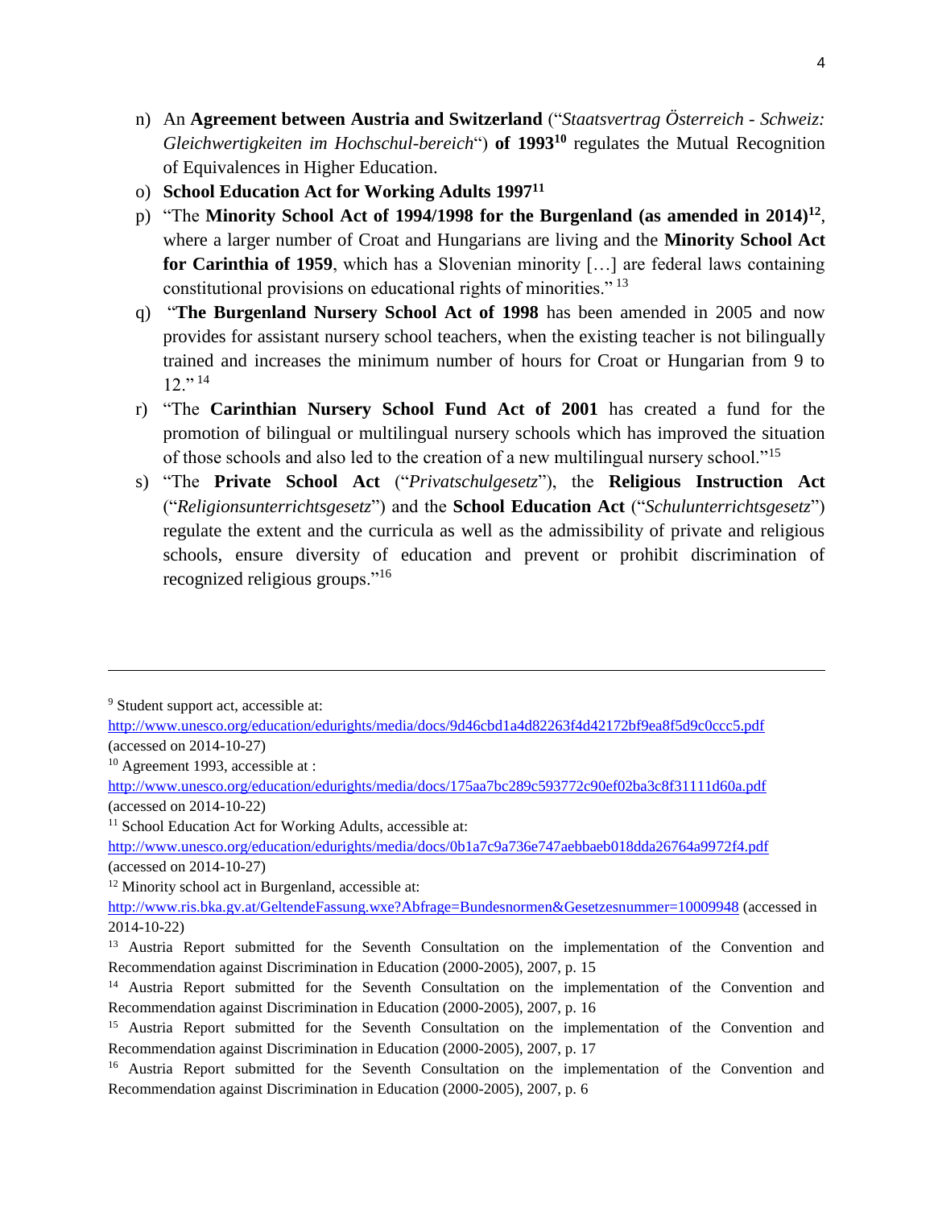n) An **Agreement between Austria and Switzerland** ("*Staatsvertrag Österreich - Schweiz: Gleichwertigkeiten im Hochschul-bereich*") **of 1993**[10] regulates the Mutual Recognition of Equivalences in Higher Education.
o) **School Education Act for Working Adults 1997**[11]
p) "The **Minority School Act of 1994/1998 for the Burgenland (as amended in 2014)**[12], where a larger number of Croat and Hungarians are living and the **Minority School Act for Carinthia of 1959**, which has a Slovenian minority […] are federal laws containing constitutional provisions on educational rights of minorities." [13]
q) "**The Burgenland Nursery School Act of 1998** has been amended in 2005 and now provides for assistant nursery school teachers, when the existing teacher is not bilingually trained and increases the minimum number of hours for Croat or Hungarian from 9 to 12." [14]
r) "The **Carinthian Nursery School Fund Act of 2001** has created a fund for the promotion of bilingual or multilingual nursery schools which has improved the situation of those schools and also led to the creation of a new multilingual nursery school."[15]
s) "The **Private School Act** ("*Privatschulgesetz*"), the **Religious Instruction Act** ("*Religionsunterrichtsgesetz*") and the **School Education Act** ("*Schulunterrichtsgesetz*") regulate the extent and the curricula as well as the admissibility of private and religious schools, ensure diversity of education and prevent or prohibit discrimination of recognized religious groups."[16]

---

[9] Student support act, accessible at: http://www.unesco.org/education/edurights/media/docs/9d46cbd1a4d82263f4d42172bf9ea8f5d9c0ccc5.pdf (accessed on 2014-10-27)

[10] Agreement 1993, accessible at : http://www.unesco.org/education/edurights/media/docs/175aa7bc289c593772c90ef02ba3c8f31111d60a.pdf (accessed on 2014-10-22)

[11] School Education Act for Working Adults, accessible at: http://www.unesco.org/education/edurights/media/docs/0b1a7c9a736e747aebbaeb018dda26764a9972f4.pdf (accessed on 2014-10-27)

[12] Minority school act in Burgenland, accessible at: http://www.ris.bka.gv.at/GeltendeFassung.wxe?Abfrage=Bundesnormen&Gesetzesnummer=10009948 (accessed in 2014-10-22)

[13] Austria Report submitted for the Seventh Consultation on the implementation of the Convention and Recommendation against Discrimination in Education (2000-2005), 2007, p. 15

[14] Austria Report submitted for the Seventh Consultation on the implementation of the Convention and Recommendation against Discrimination in Education (2000-2005), 2007, p. 16

[15] Austria Report submitted for the Seventh Consultation on the implementation of the Convention and Recommendation against Discrimination in Education (2000-2005), 2007, p. 17

[16] Austria Report submitted for the Seventh Consultation on the implementation of the Convention and Recommendation against Discrimination in Education (2000-2005), 2007, p. 6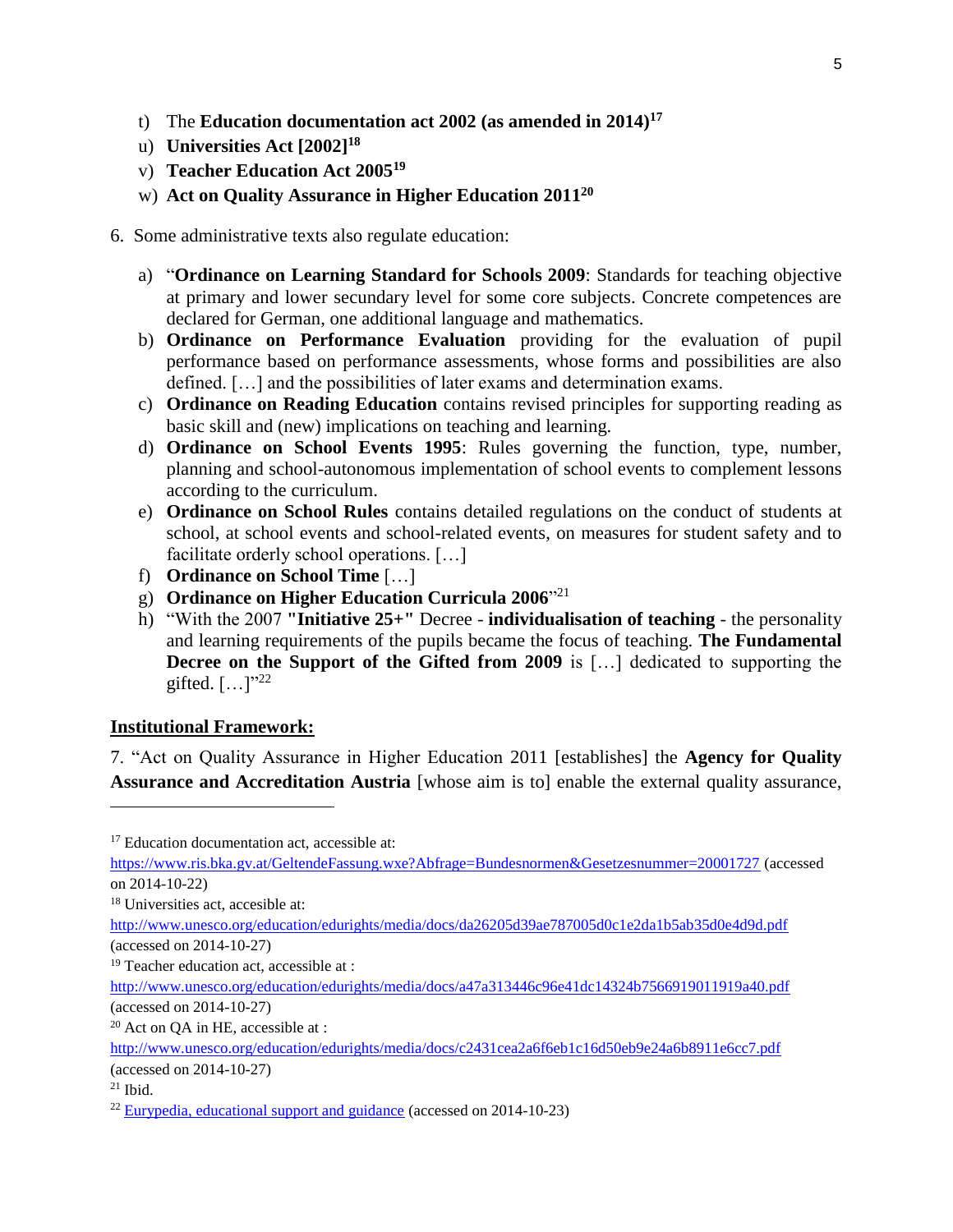t) The **Education documentation act 2002 (as amended in 2014)**[17]

u) **Universities Act [2002]**[18]

v) **Teacher Education Act 2005**[19]

w) **Act on Quality Assurance in Higher Education 2011**[20]

6. Some administrative texts also regulate education:

   a) "**Ordinance on Learning Standard for Schools 2009**: Standards for teaching objective at primary and lower secundary level for some core subjects. Concrete competences are declared for German, one additional language and mathematics.

   b) **Ordinance on Performance Evaluation** providing for the evaluation of pupil performance based on performance assessments, whose forms and possibilities are also defined. […] and the possibilities of later exams and determination exams.

   c) **Ordinance on Reading Education** contains revised principles for supporting reading as basic skill and (new) implications on teaching and learning.

   d) **Ordinance on School Events 1995**: Rules governing the function, type, number, planning and school-autonomous implementation of school events to complement lessons according to the curriculum.

   e) **Ordinance on School Rules** contains detailed regulations on the conduct of students at school, at school events and school-related events, on measures for student safety and to facilitate orderly school operations. […]

   f) **Ordinance on School Time** […]

   g) **Ordinance on Higher Education Curricula 2006**"[21]

   h) "With the 2007 **"Initiative 25+"** Decree - **individualisation of teaching** - the personality and learning requirements of the pupils became the focus of teaching. **The Fundamental Decree on the Support of the Gifted from 2009** is […] dedicated to supporting the gifted. […]"[22]

**Institutional Framework:**

7. "Act on Quality Assurance in Higher Education 2011 [establishes] the **Agency for Quality Assurance and Accreditation Austria** [whose aim is to] enable the external quality assurance,

---

[17] Education documentation act, accessible at: https://www.ris.bka.gv.at/GeltendeFassung.wxe?Abfrage=Bundesnormen&Gesetzesnummer=20001727 (accessed on 2014-10-22)

[18] Universities act, accesible at: http://www.unesco.org/education/edurights/media/docs/da26205d39ae787005d0c1e2da1b5ab35d0e4d9d.pdf (accessed on 2014-10-27)

[19] Teacher education act, accessible at : http://www.unesco.org/education/edurights/media/docs/a47a313446c96e41dc14324b7566919011919a40.pdf (accessed on 2014-10-27)

[20] Act on QA in HE, accessible at : http://www.unesco.org/education/edurights/media/docs/c2431cea2a6f6eb1c16d50eb9e24a6b8911e6cc7.pdf (accessed on 2014-10-27)

[21] Ibid.

[22] Eurypedia, educational support and guidance (accessed on 2014-10-23)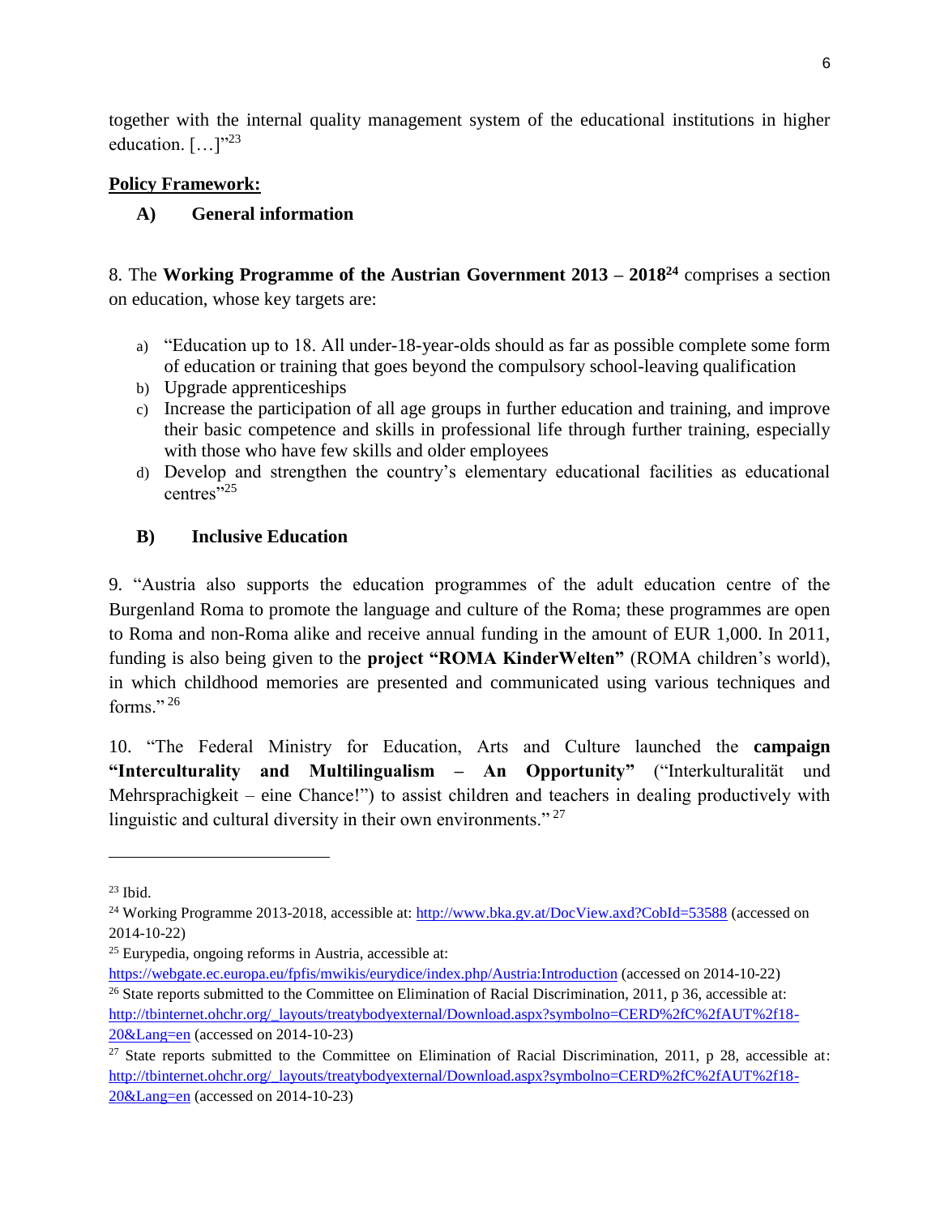together with the internal quality management system of the educational institutions in higher education. […]"[23]

**Policy Framework:**

**A) General information**

8. The **Working Programme of the Austrian Government 2013 – 2018[24]** comprises a section on education, whose key targets are:

a) "Education up to 18. All under-18-year-olds should as far as possible complete some form of education or training that goes beyond the compulsory school-leaving qualification
b) Upgrade apprenticeships
c) Increase the participation of all age groups in further education and training, and improve their basic competence and skills in professional life through further training, especially with those who have few skills and older employees
d) Develop and strengthen the country's elementary educational facilities as educational centres"[25]

**B) Inclusive Education**

9. "Austria also supports the education programmes of the adult education centre of the Burgenland Roma to promote the language and culture of the Roma; these programmes are open to Roma and non-Roma alike and receive annual funding in the amount of EUR 1,000. In 2011, funding is also being given to the **project "ROMA KinderWelten"** (ROMA children's world), in which childhood memories are presented and communicated using various techniques and forms." [26]

10. "The Federal Ministry for Education, Arts and Culture launched the **campaign "Interculturality and Multilingualism – An Opportunity"** ("Interkulturalität und Mehrsprachigkeit – eine Chance!") to assist children and teachers in dealing productively with linguistic and cultural diversity in their own environments." [27]

---

[23] Ibid.

[24] Working Programme 2013-2018, accessible at: http://www.bka.gv.at/DocView.axd?CobId=53588 (accessed on 2014-10-22)

[25] Eurypedia, ongoing reforms in Austria, accessible at: https://webgate.ec.europa.eu/fpfis/mwikis/eurydice/index.php/Austria:Introduction (accessed on 2014-10-22)

[26] State reports submitted to the Committee on Elimination of Racial Discrimination, 2011, p 36, accessible at: http://tbinternet.ohchr.org/_layouts/treatybodyexternal/Download.aspx?symbolno=CERD%2fC%2fAUT%2f18-20&Lang=en (accessed on 2014-10-23)

[27] State reports submitted to the Committee on Elimination of Racial Discrimination, 2011, p 28, accessible at: http://tbinternet.ohchr.org/_layouts/treatybodyexternal/Download.aspx?symbolno=CERD%2fC%2fAUT%2f18-20&Lang=en (accessed on 2014-10-23)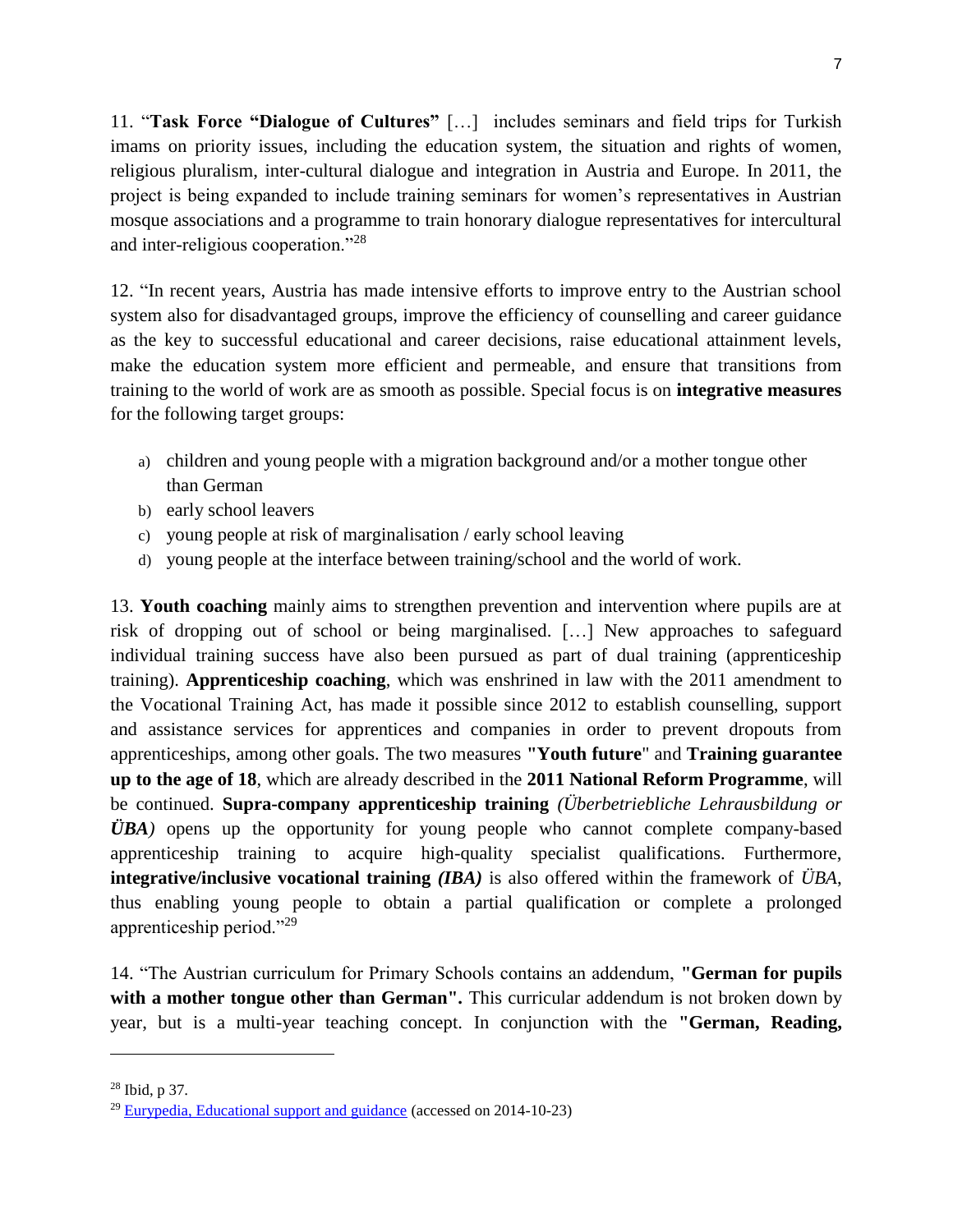11. "**Task Force "Dialogue of Cultures"** […] includes seminars and field trips for Turkish imams on priority issues, including the education system, the situation and rights of women, religious pluralism, inter-cultural dialogue and integration in Austria and Europe. In 2011, the project is being expanded to include training seminars for women's representatives in Austrian mosque associations and a programme to train honorary dialogue representatives for intercultural and inter-religious cooperation."[28]

12. "In recent years, Austria has made intensive efforts to improve entry to the Austrian school system also for disadvantaged groups, improve the efficiency of counselling and career guidance as the key to successful educational and career decisions, raise educational attainment levels, make the education system more efficient and permeable, and ensure that transitions from training to the world of work are as smooth as possible. Special focus is on **integrative measures** for the following target groups:

a) children and young people with a migration background and/or a mother tongue other than German
b) early school leavers
c) young people at risk of marginalisation / early school leaving
d) young people at the interface between training/school and the world of work.

13. **Youth coaching** mainly aims to strengthen prevention and intervention where pupils are at risk of dropping out of school or being marginalised. […] New approaches to safeguard individual training success have also been pursued as part of dual training (apprenticeship training). **Apprenticeship coaching**, which was enshrined in law with the 2011 amendment to the Vocational Training Act, has made it possible since 2012 to establish counselling, support and assistance services for apprentices and companies in order to prevent dropouts from apprenticeships, among other goals. The two measures **"Youth future**" and **Training guarantee up to the age of 18**, which are already described in the **2011 National Reform Programme**, will be continued. **Supra-company apprenticeship training** *(Überbetriebliche Lehrausbildung or **ÜBA**)* opens up the opportunity for young people who cannot complete company-based apprenticeship training to acquire high-quality specialist qualifications. Furthermore, **integrative/inclusive vocational training** ***(IBA)*** is also offered within the framework of *ÜBA*, thus enabling young people to obtain a partial qualification or complete a prolonged apprenticeship period."[29]

14. "The Austrian curriculum for Primary Schools contains an addendum, **"German for pupils with a mother tongue other than German".** This curricular addendum is not broken down by year, but is a multi-year teaching concept. In conjunction with the **"German, Reading,**

---

[28] Ibid, p 37.

[29] Eurypedia, Educational support and guidance (accessed on 2014-10-23)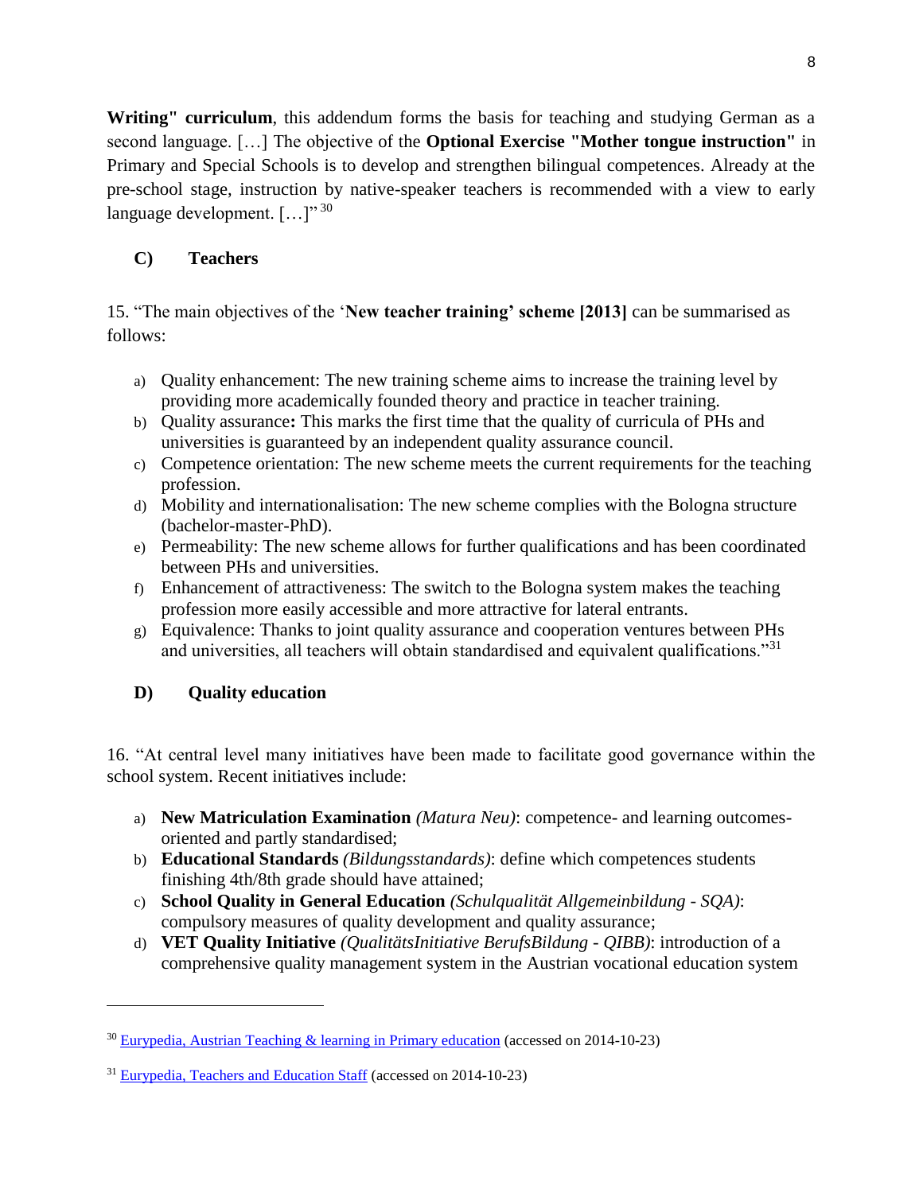**Writing" curriculum**, this addendum forms the basis for teaching and studying German as a second language. […] The objective of the **Optional Exercise "Mother tongue instruction"** in Primary and Special Schools is to develop and strengthen bilingual competences. Already at the pre-school stage, instruction by native-speaker teachers is recommended with a view to early language development. […]"[30]

### C) Teachers

15. "The main objectives of the '**New teacher training' scheme [2013]** can be summarised as follows:

a) Quality enhancement: The new training scheme aims to increase the training level by providing more academically founded theory and practice in teacher training.
b) Quality assurance**:** This marks the first time that the quality of curricula of PHs and universities is guaranteed by an independent quality assurance council.
c) Competence orientation: The new scheme meets the current requirements for the teaching profession.
d) Mobility and internationalisation: The new scheme complies with the Bologna structure (bachelor-master-PhD).
e) Permeability: The new scheme allows for further qualifications and has been coordinated between PHs and universities.
f) Enhancement of attractiveness: The switch to the Bologna system makes the teaching profession more easily accessible and more attractive for lateral entrants.
g) Equivalence: Thanks to joint quality assurance and cooperation ventures between PHs and universities, all teachers will obtain standardised and equivalent qualifications."[31]

### D) Quality education

16. "At central level many initiatives have been made to facilitate good governance within the school system. Recent initiatives include:

a) **New Matriculation Examination** *(Matura Neu)*: competence- and learning outcomes-oriented and partly standardised;
b) **Educational Standards** *(Bildungsstandards)*: define which competences students finishing 4th/8th grade should have attained;
c) **School Quality in General Education** *(Schulqualität Allgemeinbildung - SQA)*: compulsory measures of quality development and quality assurance;
d) **VET Quality Initiative** *(QualitätsInitiative BerufsBildung - QIBB)*: introduction of a comprehensive quality management system in the Austrian vocational education system

---

[30] Eurypedia, Austrian Teaching & learning in Primary education (accessed on 2014-10-23)

[31] Eurypedia, Teachers and Education Staff (accessed on 2014-10-23)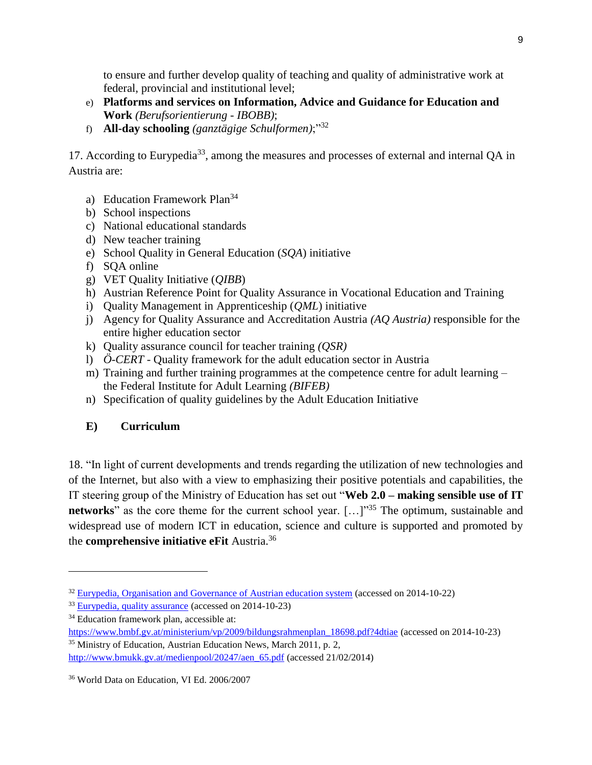to ensure and further develop quality of teaching and quality of administrative work at federal, provincial and institutional level;

e) **Platforms and services on Information, Advice and Guidance for Education and Work** *(Berufsorientierung - IBOBB)*;
f) **All-day schooling** *(ganztägige Schulformen)*;"[32]

17. According to Eurypedia[33], among the measures and processes of external and internal QA in Austria are:

a) Education Framework Plan[34]
b) School inspections
c) National educational standards
d) New teacher training
e) School Quality in General Education (*SQA*) initiative
f) SQA online
g) VET Quality Initiative (*QIBB*)
h) Austrian Reference Point for Quality Assurance in Vocational Education and Training
i) Quality Management in Apprenticeship (*QML*) initiative
j) Agency for Quality Assurance and Accreditation Austria *(AQ Austria)* responsible for the entire higher education sector
k) Quality assurance council for teacher training *(QSR)*
l) *Ö-CERT* - Quality framework for the adult education sector in Austria
m) Training and further training programmes at the competence centre for adult learning – the Federal Institute for Adult Learning *(BIFEB)*
n) Specification of quality guidelines by the Adult Education Initiative

## E) Curriculum

18. "In light of current developments and trends regarding the utilization of new technologies and of the Internet, but also with a view to emphasizing their positive potentials and capabilities, the IT steering group of the Ministry of Education has set out "**Web 2.0 – making sensible use of IT networks**" as the core theme for the current school year. […]"[35] The optimum, sustainable and widespread use of modern ICT in education, science and culture is supported and promoted by the **comprehensive initiative eFit** Austria.[36]

---

[32] Eurypedia, Organisation and Governance of Austrian education system (accessed on 2014-10-22)

[33] Eurypedia, quality assurance (accessed on 2014-10-23)

[34] Education framework plan, accessible at: https://www.bmbf.gv.at/ministerium/vp/2009/bildungsrahmenplan_18698.pdf?4dtiae (accessed on 2014-10-23)

[35] Ministry of Education, Austrian Education News, March 2011, p. 2, http://www.bmukk.gv.at/medienpool/20247/aen_65.pdf (accessed 21/02/2014)

[36] World Data on Education, VI Ed. 2006/2007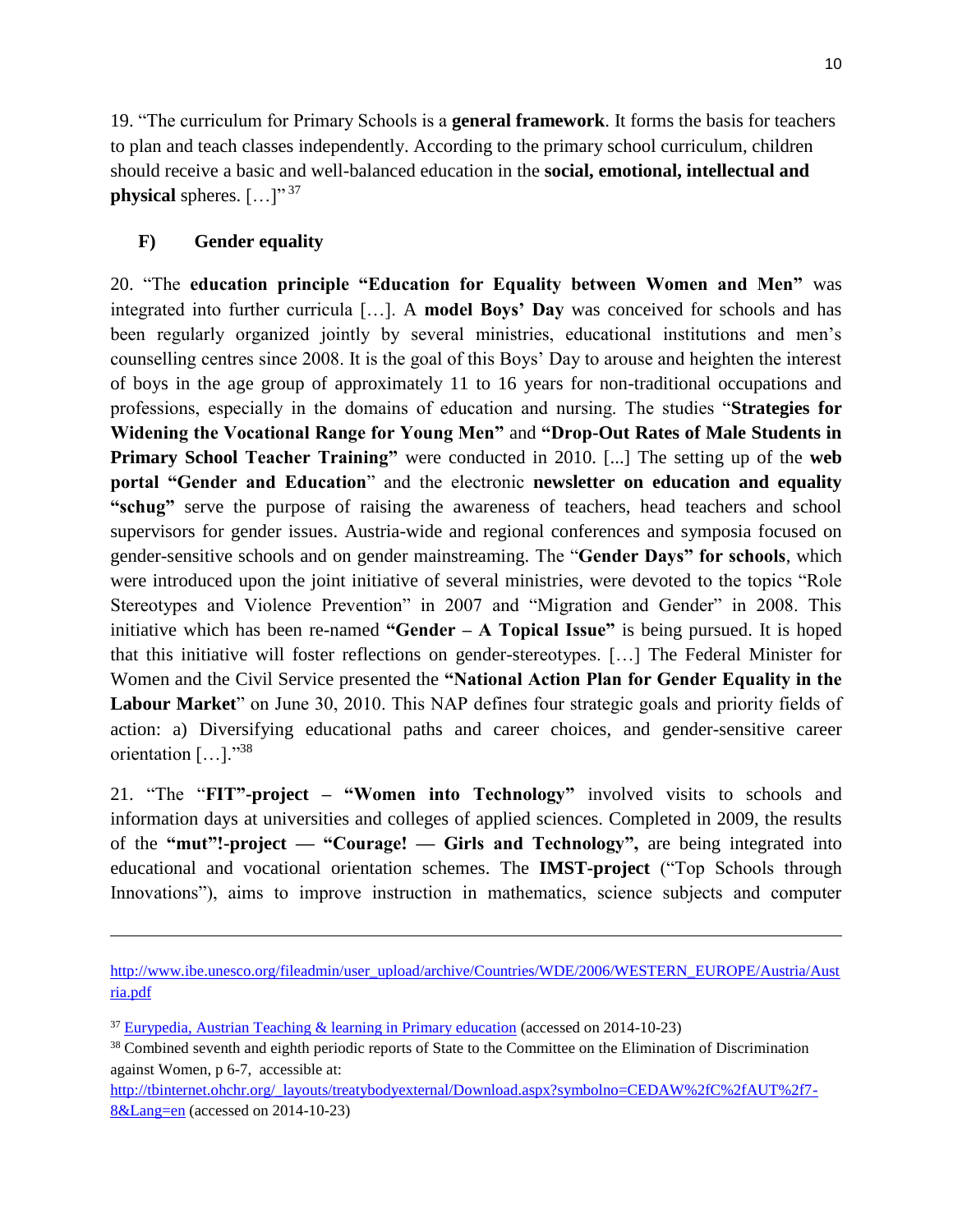19. "The curriculum for Primary Schools is a **general framework**. It forms the basis for teachers to plan and teach classes independently. According to the primary school curriculum, children should receive a basic and well-balanced education in the **social, emotional, intellectual and physical** spheres. […]" [37]

### F) Gender equality

20. "The **education principle "Education for Equality between Women and Men"** was integrated into further curricula […]. A **model Boys' Day** was conceived for schools and has been regularly organized jointly by several ministries, educational institutions and men's counselling centres since 2008. It is the goal of this Boys' Day to arouse and heighten the interest of boys in the age group of approximately 11 to 16 years for non-traditional occupations and professions, especially in the domains of education and nursing. The studies "**Strategies for Widening the Vocational Range for Young Men"** and **"Drop-Out Rates of Male Students in Primary School Teacher Training"** were conducted in 2010. [...] The setting up of the **web portal "Gender and Education**" and the electronic **newsletter on education and equality "schug"** serve the purpose of raising the awareness of teachers, head teachers and school supervisors for gender issues. Austria-wide and regional conferences and symposia focused on gender-sensitive schools and on gender mainstreaming. The "**Gender Days" for schools**, which were introduced upon the joint initiative of several ministries, were devoted to the topics "Role Stereotypes and Violence Prevention" in 2007 and "Migration and Gender" in 2008. This initiative which has been re-named **"Gender – A Topical Issue"** is being pursued. It is hoped that this initiative will foster reflections on gender-stereotypes. […] The Federal Minister for Women and the Civil Service presented the **"National Action Plan for Gender Equality in the Labour Market**" on June 30, 2010. This NAP defines four strategic goals and priority fields of action: a) Diversifying educational paths and career choices, and gender-sensitive career orientation […]."[38]

21. "The "**FIT"-project – "Women into Technology"** involved visits to schools and information days at universities and colleges of applied sciences. Completed in 2009, the results of the **"mut"!-project — "Courage! — Girls and Technology",** are being integrated into educational and vocational orientation schemes. The **IMST-project** ("Top Schools through Innovations"), aims to improve instruction in mathematics, science subjects and computer

---

http://www.ibe.unesco.org/fileadmin/user_upload/archive/Countries/WDE/2006/WESTERN_EUROPE/Austria/Austria.pdf

[37] Eurypedia, Austrian Teaching & learning in Primary education (accessed on 2014-10-23)

[38] Combined seventh and eighth periodic reports of State to the Committee on the Elimination of Discrimination against Women, p 6-7, accessible at: http://tbinternet.ohchr.org/_layouts/treatybodyexternal/Download.aspx?symbolno=CEDAW%2fC%2fAUT%2f7-8&Lang=en (accessed on 2014-10-23)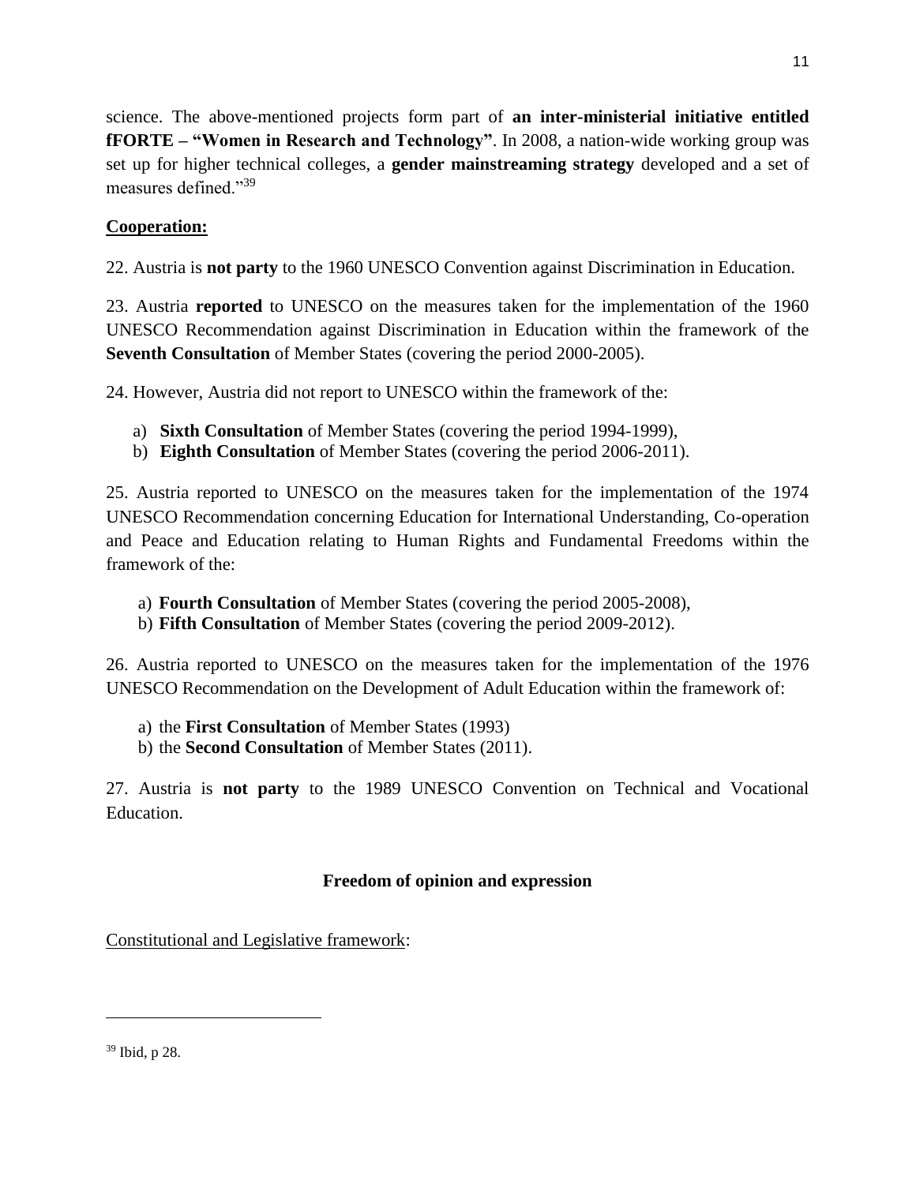science. The above-mentioned projects form part of **an inter-ministerial initiative entitled fFORTE – "Women in Research and Technology"**. In 2008, a nation-wide working group was set up for higher technical colleges, a **gender mainstreaming strategy** developed and a set of measures defined."[39]

**Cooperation:**

22. Austria is **not party** to the 1960 UNESCO Convention against Discrimination in Education.

23. Austria **reported** to UNESCO on the measures taken for the implementation of the 1960 UNESCO Recommendation against Discrimination in Education within the framework of the **Seventh Consultation** of Member States (covering the period 2000-2005).

24. However, Austria did not report to UNESCO within the framework of the:

a) **Sixth Consultation** of Member States (covering the period 1994-1999),
b) **Eighth Consultation** of Member States (covering the period 2006-2011).

25. Austria reported to UNESCO on the measures taken for the implementation of the 1974 UNESCO Recommendation concerning Education for International Understanding, Co-operation and Peace and Education relating to Human Rights and Fundamental Freedoms within the framework of the:

a) **Fourth Consultation** of Member States (covering the period 2005-2008),
b) **Fifth Consultation** of Member States (covering the period 2009-2012).

26. Austria reported to UNESCO on the measures taken for the implementation of the 1976 UNESCO Recommendation on the Development of Adult Education within the framework of:

a) the **First Consultation** of Member States (1993)
b) the **Second Consultation** of Member States (2011).

27. Austria is **not party** to the 1989 UNESCO Convention on Technical and Vocational Education.

## Freedom of opinion and expression

Constitutional and Legislative framework:

[39] Ibid, p 28.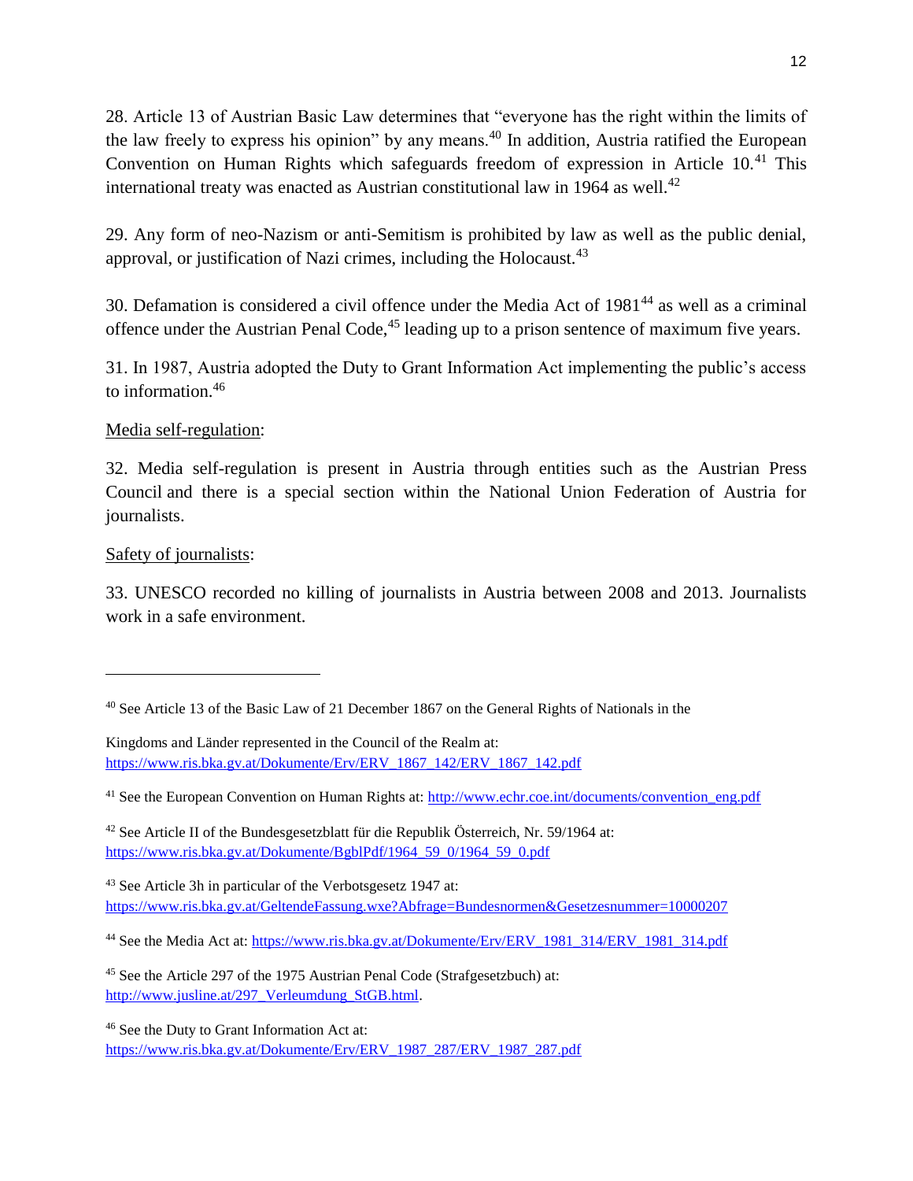28. Article 13 of Austrian Basic Law determines that "everyone has the right within the limits of the law freely to express his opinion" by any means.[40] In addition, Austria ratified the European Convention on Human Rights which safeguards freedom of expression in Article 10.[41] This international treaty was enacted as Austrian constitutional law in 1964 as well.[42]

29. Any form of neo-Nazism or anti-Semitism is prohibited by law as well as the public denial, approval, or justification of Nazi crimes, including the Holocaust.[43]

30. Defamation is considered a civil offence under the Media Act of 1981[44] as well as a criminal offence under the Austrian Penal Code,[45] leading up to a prison sentence of maximum five years.

31. In 1987, Austria adopted the Duty to Grant Information Act implementing the public's access to information.[46]

<u>Media self-regulation</u>:

32. Media self-regulation is present in Austria through entities such as the Austrian Press Council and there is a special section within the National Union Federation of Austria for journalists.

<u>Safety of journalists</u>:

33. UNESCO recorded no killing of journalists in Austria between 2008 and 2013. Journalists work in a safe environment.

---

[40] See Article 13 of the Basic Law of 21 December 1867 on the General Rights of Nationals in the

Kingdoms and Länder represented in the Council of the Realm at: https://www.ris.bka.gv.at/Dokumente/Erv/ERV_1867_142/ERV_1867_142.pdf

[41] See the European Convention on Human Rights at: http://www.echr.coe.int/documents/convention_eng.pdf

[42] See Article II of the Bundesgesetzblatt für die Republik Österreich, Nr. 59/1964 at: https://www.ris.bka.gv.at/Dokumente/BgblPdf/1964_59_0/1964_59_0.pdf

[43] See Article 3h in particular of the Verbotsgesetz 1947 at: https://www.ris.bka.gv.at/GeltendeFassung.wxe?Abfrage=Bundesnormen&Gesetzesnummer=10000207

[44] See the Media Act at: https://www.ris.bka.gv.at/Dokumente/Erv/ERV_1981_314/ERV_1981_314.pdf

[45] See the Article 297 of the 1975 Austrian Penal Code (Strafgesetzbuch) at: http://www.jusline.at/297_Verleumdung_StGB.html.

[46] See the Duty to Grant Information Act at: https://www.ris.bka.gv.at/Dokumente/Erv/ERV_1987_287/ERV_1987_287.pdf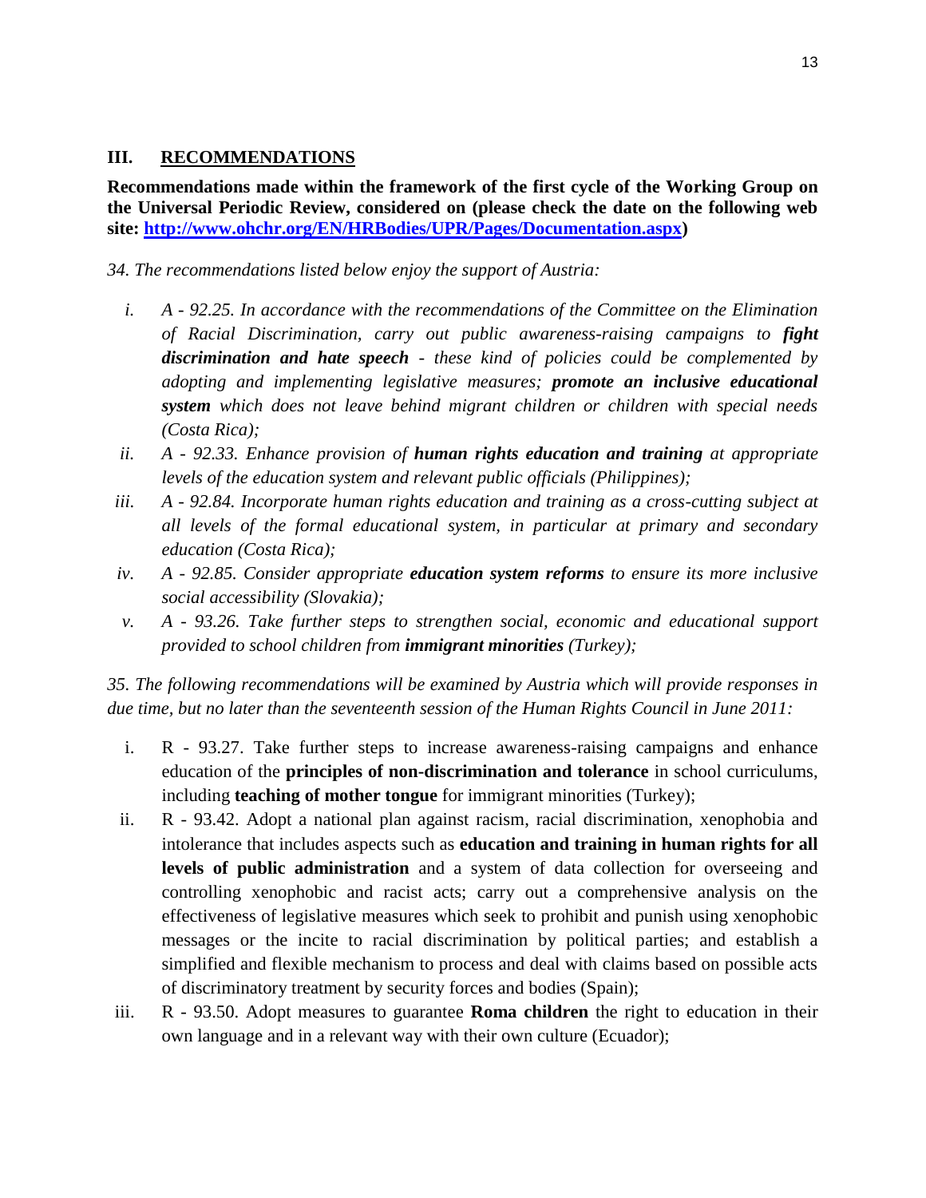## III. RECOMMENDATIONS

**Recommendations made within the framework of the first cycle of the Working Group on the Universal Periodic Review, considered on (please check the date on the following web site: [http://www.ohchr.org/EN/HRBodies/UPR/Pages/Documentation.aspx](http://www.ohchr.org/EN/HRBodies/UPR/Pages/Documentation.aspx))**

*34. The recommendations listed below enjoy the support of Austria:*

- i. *A - 92.25. In accordance with the recommendations of the Committee on the Elimination of Racial Discrimination, carry out public awareness-raising campaigns to* ***fight discrimination and hate speech*** *- these kind of policies could be complemented by adopting and implementing legislative measures;* ***promote an inclusive educational system*** *which does not leave behind migrant children or children with special needs (Costa Rica);*
- ii. *A - 92.33. Enhance provision of* ***human rights education and training*** *at appropriate levels of the education system and relevant public officials (Philippines);*
- iii. *A - 92.84. Incorporate human rights education and training as a cross-cutting subject at all levels of the formal educational system, in particular at primary and secondary education (Costa Rica);*
- iv. *A - 92.85. Consider appropriate* ***education system reforms*** *to ensure its more inclusive social accessibility (Slovakia);*
- v. *A - 93.26. Take further steps to strengthen social, economic and educational support provided to school children from* ***immigrant minorities*** *(Turkey);*

*35. The following recommendations will be examined by Austria which will provide responses in due time, but no later than the seventeenth session of the Human Rights Council in June 2011:*

- i. R - 93.27. Take further steps to increase awareness-raising campaigns and enhance education of the **principles of non-discrimination and tolerance** in school curriculums, including **teaching of mother tongue** for immigrant minorities (Turkey);
- ii. R - 93.42. Adopt a national plan against racism, racial discrimination, xenophobia and intolerance that includes aspects such as **education and training in human rights for all levels of public administration** and a system of data collection for overseeing and controlling xenophobic and racist acts; carry out a comprehensive analysis on the effectiveness of legislative measures which seek to prohibit and punish using xenophobic messages or the incite to racial discrimination by political parties; and establish a simplified and flexible mechanism to process and deal with claims based on possible acts of discriminatory treatment by security forces and bodies (Spain);
- iii. R - 93.50. Adopt measures to guarantee **Roma children** the right to education in their own language and in a relevant way with their own culture (Ecuador);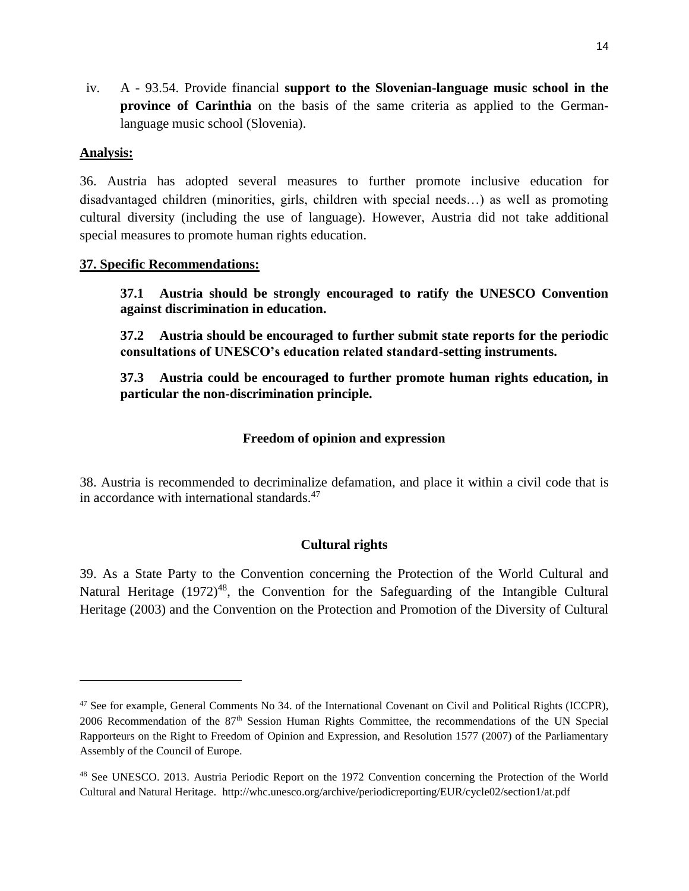iv. A - 93.54. Provide financial **support to the Slovenian-language music school in the province of Carinthia** on the basis of the same criteria as applied to the German-language music school (Slovenia).

**Analysis:**

36. Austria has adopted several measures to further promote inclusive education for disadvantaged children (minorities, girls, children with special needs…) as well as promoting cultural diversity (including the use of language). However, Austria did not take additional special measures to promote human rights education.

**37. Specific Recommendations:**

**37.1 Austria should be strongly encouraged to ratify the UNESCO Convention against discrimination in education.**

**37.2 Austria should be encouraged to further submit state reports for the periodic consultations of UNESCO's education related standard-setting instruments.**

**37.3 Austria could be encouraged to further promote human rights education, in particular the non-discrimination principle.**

### Freedom of opinion and expression

38. Austria is recommended to decriminalize defamation, and place it within a civil code that is in accordance with international standards.[47]

### Cultural rights

39. As a State Party to the Convention concerning the Protection of the World Cultural and Natural Heritage (1972)[48], the Convention for the Safeguarding of the Intangible Cultural Heritage (2003) and the Convention on the Protection and Promotion of the Diversity of Cultural

---

[47] See for example, General Comments No 34. of the International Covenant on Civil and Political Rights (ICCPR), 2006 Recommendation of the 87th Session Human Rights Committee, the recommendations of the UN Special Rapporteurs on the Right to Freedom of Opinion and Expression, and Resolution 1577 (2007) of the Parliamentary Assembly of the Council of Europe.

[48] See UNESCO. 2013. Austria Periodic Report on the 1972 Convention concerning the Protection of the World Cultural and Natural Heritage. http://whc.unesco.org/archive/periodicreporting/EUR/cycle02/section1/at.pdf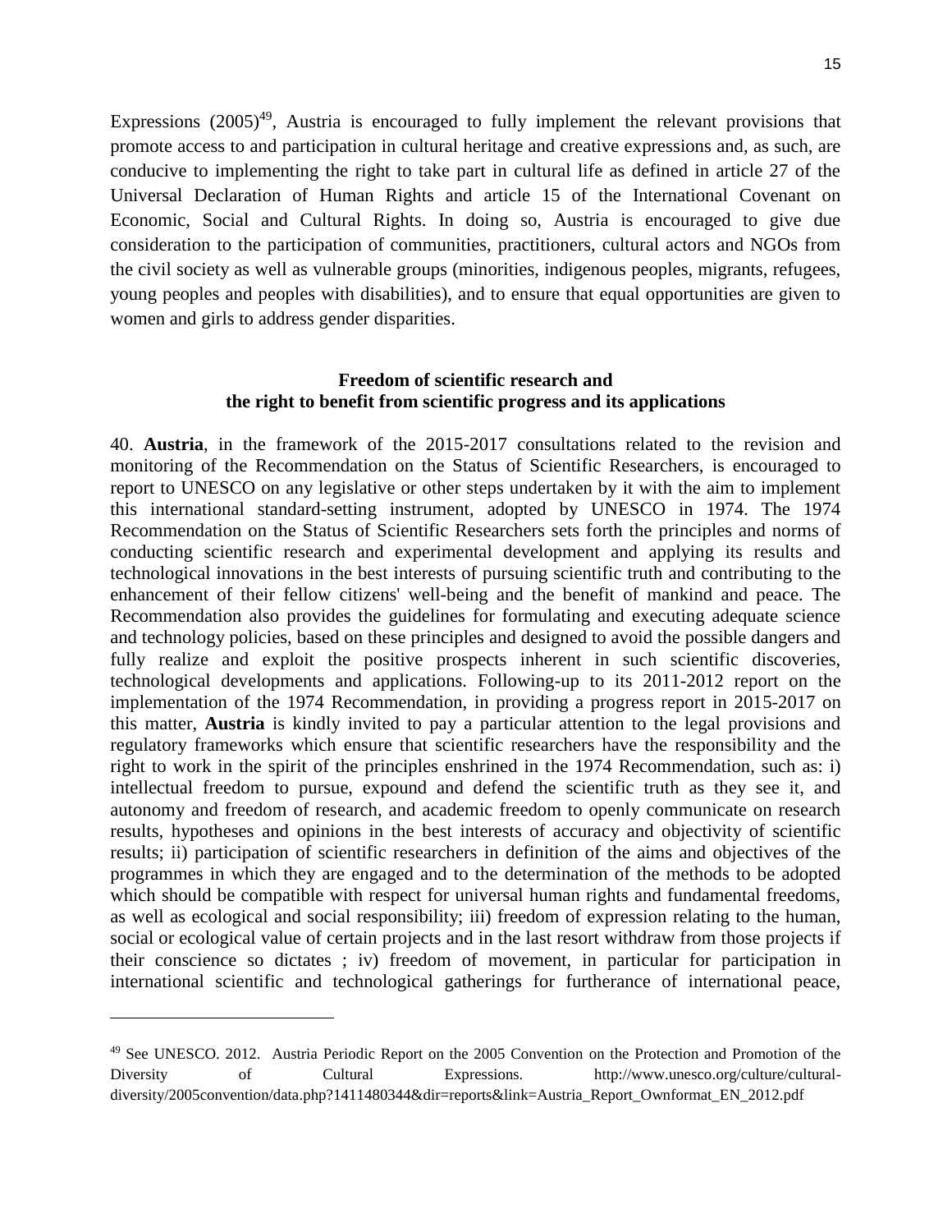Expressions (2005)[49], Austria is encouraged to fully implement the relevant provisions that promote access to and participation in cultural heritage and creative expressions and, as such, are conducive to implementing the right to take part in cultural life as defined in article 27 of the Universal Declaration of Human Rights and article 15 of the International Covenant on Economic, Social and Cultural Rights. In doing so, Austria is encouraged to give due consideration to the participation of communities, practitioners, cultural actors and NGOs from the civil society as well as vulnerable groups (minorities, indigenous peoples, migrants, refugees, young peoples and peoples with disabilities), and to ensure that equal opportunities are given to women and girls to address gender disparities.

**Freedom of scientific research and the right to benefit from scientific progress and its applications**

40. **Austria**, in the framework of the 2015-2017 consultations related to the revision and monitoring of the Recommendation on the Status of Scientific Researchers, is encouraged to report to UNESCO on any legislative or other steps undertaken by it with the aim to implement this international standard-setting instrument, adopted by UNESCO in 1974. The 1974 Recommendation on the Status of Scientific Researchers sets forth the principles and norms of conducting scientific research and experimental development and applying its results and technological innovations in the best interests of pursuing scientific truth and contributing to the enhancement of their fellow citizens' well-being and the benefit of mankind and peace. The Recommendation also provides the guidelines for formulating and executing adequate science and technology policies, based on these principles and designed to avoid the possible dangers and fully realize and exploit the positive prospects inherent in such scientific discoveries, technological developments and applications. Following-up to its 2011-2012 report on the implementation of the 1974 Recommendation, in providing a progress report in 2015-2017 on this matter, **Austria** is kindly invited to pay a particular attention to the legal provisions and regulatory frameworks which ensure that scientific researchers have the responsibility and the right to work in the spirit of the principles enshrined in the 1974 Recommendation, such as: i) intellectual freedom to pursue, expound and defend the scientific truth as they see it, and autonomy and freedom of research, and academic freedom to openly communicate on research results, hypotheses and opinions in the best interests of accuracy and objectivity of scientific results; ii) participation of scientific researchers in definition of the aims and objectives of the programmes in which they are engaged and to the determination of the methods to be adopted which should be compatible with respect for universal human rights and fundamental freedoms, as well as ecological and social responsibility; iii) freedom of expression relating to the human, social or ecological value of certain projects and in the last resort withdraw from those projects if their conscience so dictates ; iv) freedom of movement, in particular for participation in international scientific and technological gatherings for furtherance of international peace,

[49] See UNESCO. 2012. Austria Periodic Report on the 2005 Convention on the Protection and Promotion of the Diversity of Cultural Expressions. http://www.unesco.org/culture/cultural-diversity/2005convention/data.php?1411480344&dir=reports&link=Austria_Report_Ownformat_EN_2012.pdf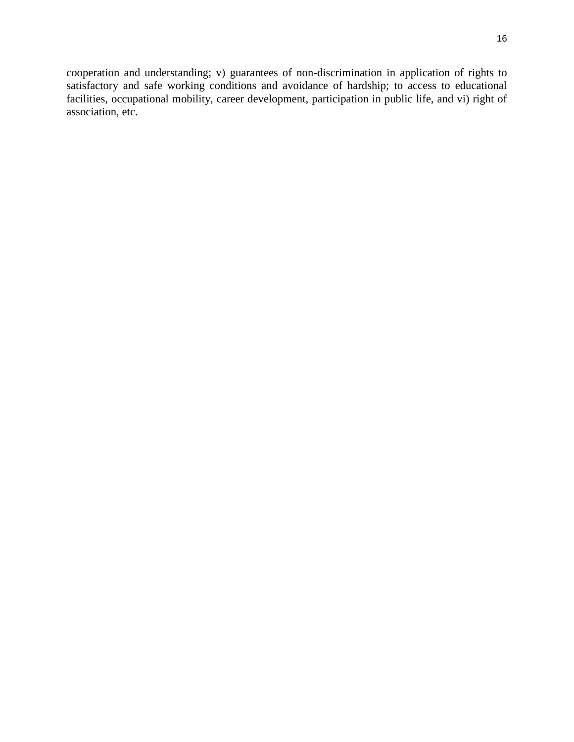cooperation and understanding; v) guarantees of non-discrimination in application of rights to satisfactory and safe working conditions and avoidance of hardship; to access to educational facilities, occupational mobility, career development, participation in public life, and vi) right of association, etc.